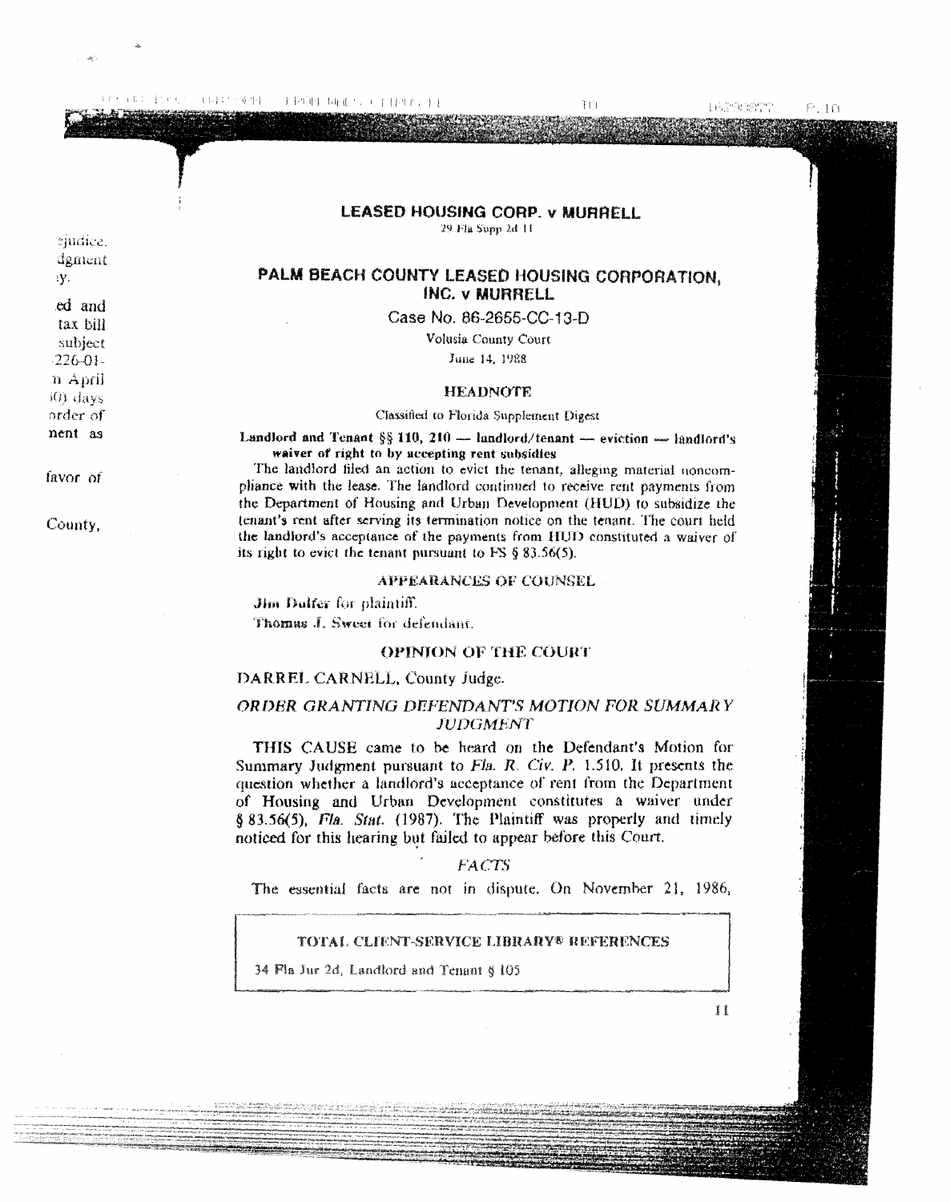# PALM BEACH COUNTY LEASED HOUSING CORPORATION, INC. v MURRELL

Case No. 86-2655-CC-13-D

Volusia County Court

June 14, 1988

## HEADNOTE

Classified to Florida Supplement Digest

**Landlord and Tenant §§ 110, 210 — landlord/tenant — eviction — landlord's waiver of right to by accepting rent subsidies**

The landlord filed an action to evict the tenant, alleging material noncompliance with the lease. The landlord continued to receive rent payments from the Department of Housing and Urban Development (HUD) to subsidize the tenant's rent after serving its termination notice on the tenant. The court held the landlord's acceptance of the payments from HUD constituted a waiver of its right to evict the tenant pursuant to FS § 83.56(5).

## APPEARANCES OF COUNSEL

**Jim Dulfer** for plaintiff.

**Thomas J. Sweet** for defendant.

## OPINION OF THE COURT

DARREL CARNELL, County Judge.

### *ORDER GRANTING DEFENDANT'S MOTION FOR SUMMARY JUDGMENT*

THIS CAUSE came to be heard on the Defendant's Motion for Summary Judgment pursuant to *Fla. R. Civ. P.* 1.510. It presents the question whether a landlord's acceptance of rent from the Department of Housing and Urban Development constitutes a waiver under § 83.56(5), *Fla. Stat.* (1987). The Plaintiff was properly and timely noticed for this hearing but failed to appear before this Court.

### *FACTS*

The essential facts are not in dispute. On November 21, 1986,

---

**TOTAL CLIENT-SERVICE LIBRARY® REFERENCES**

34 Fla Jur 2d, Landlord and Tenant § 105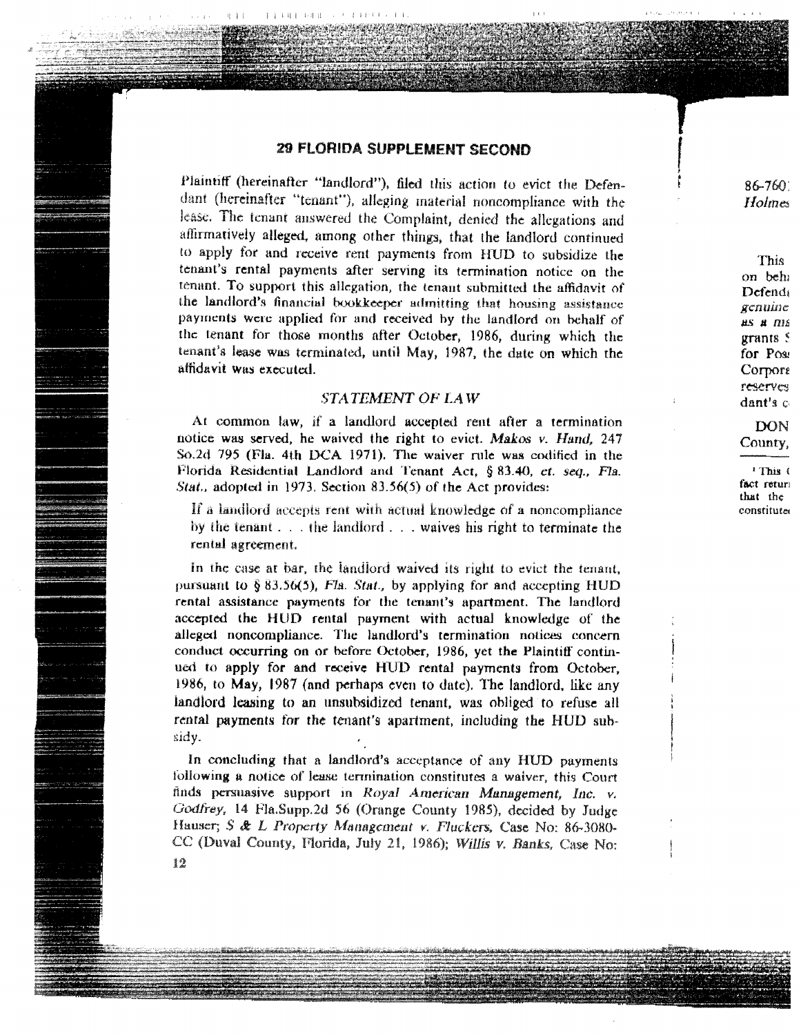Plaintiff (hereinafter "landlord"), filed this action to evict the Defendant (hereinafter "tenant"), alleging material noncompliance with the lease. The tenant answered the Complaint, denied the allegations and affirmatively alleged, among other things, that the landlord continued to apply for and receive rent payments from HUD to subsidize the tenant's rental payments after serving its termination notice on the tenant. To support this allegation, the tenant submitted the affidavit of the landlord's financial bookkeeper admitting that housing assistance payments were applied for and received by the landlord on behalf of the tenant for those months after October, 1986, during which the tenant's lease was terminated, until May, 1987, the date on which the affidavit was executed.

## *STATEMENT OF LAW*

At common law, if a landlord accepted rent after a termination notice was served, he waived the right to evict. *Makos v. Hand*, 247 So.2d 795 (Fla. 4th DCA 1971). The waiver rule was codified in the Florida Residential Landlord and Tenant Act, § 83.40, *et. seq., Fla. Stat.*, adopted in 1973. Section 83.56(5) of the Act provides:

> If a landlord accepts rent with actual knowledge of a noncompliance by the tenant . . . the landlord . . . waives his right to terminate the rental agreement.

In the case at bar, the landlord waived its right to evict the tenant, pursuant to § 83.56(5), *Fla. Stat.*, by applying for and accepting HUD rental assistance payments for the tenant's apartment. The landlord accepted the HUD rental payment with actual knowledge of the alleged noncompliance. The landlord's termination notices concern conduct occurring on or before October, 1986, yet the Plaintiff continued to apply for and receive HUD rental payments from October, 1986, to May, 1987 (and perhaps even to date). The landlord, like any landlord leasing to an unsubsidized tenant, was obliged to refuse all rental payments for the tenant's apartment, including the HUD subsidy.

In concluding that a landlord's acceptance of any HUD payments following a notice of lease termination constitutes a waiver, this Court finds persuasive support in *Royal American Management, Inc. v. Godfrey*, 14 Fla.Supp.2d 56 (Orange County 1985), decided by Judge Hauser; *S & L Property Management v. Fluckers*, Case No: 86-3080-CC (Duval County, Florida, July 21, 1986); *Willis v. Banks*, Case No: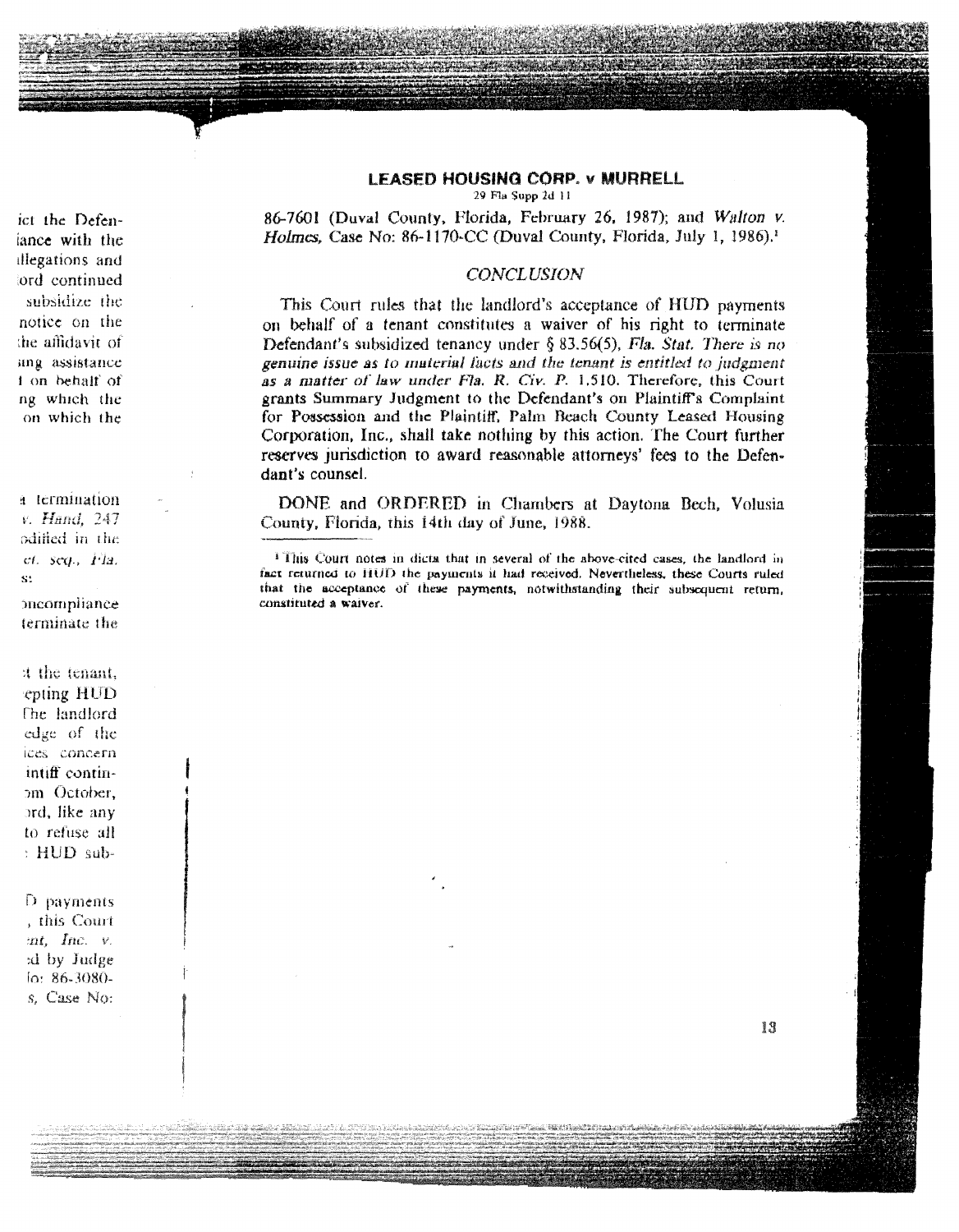86-7601 (Duval County, Florida, February 26, 1987); and *Walton v. Holmes*, Case No: 86-1170-CC (Duval County, Florida, July 1, 1986).[1]

## *CONCLUSION*

This Court rules that the landlord's acceptance of HUD payments on behalf of a tenant constitutes a waiver of his right to terminate Defendant's subsidized tenancy under § 83.56(5), *Fla. Stat. There is no genuine issue as to material facts and the tenant is entitled to judgment as a matter of law under Fla. R. Civ. P.* 1.510. Therefore, this Court grants Summary Judgment to the Defendant's on Plaintiff's Complaint for Possession and the Plaintiff, Palm Beach County Leased Housing Corporation, Inc., shall take nothing by this action. The Court further reserves jurisdiction to award reasonable attorneys' fees to the Defendant's counsel.

DONE and ORDERED in Chambers at Daytona Bech, Volusia County, Florida, this 14th day of June, 1988.

---

[1] This Court notes in dicta that in several of the above-cited cases, the landlord in fact returned to HUD the payments it had received. Nevertheless, these Courts ruled that the acceptance of these payments, notwithstanding their subsequent return, constituted a waiver.